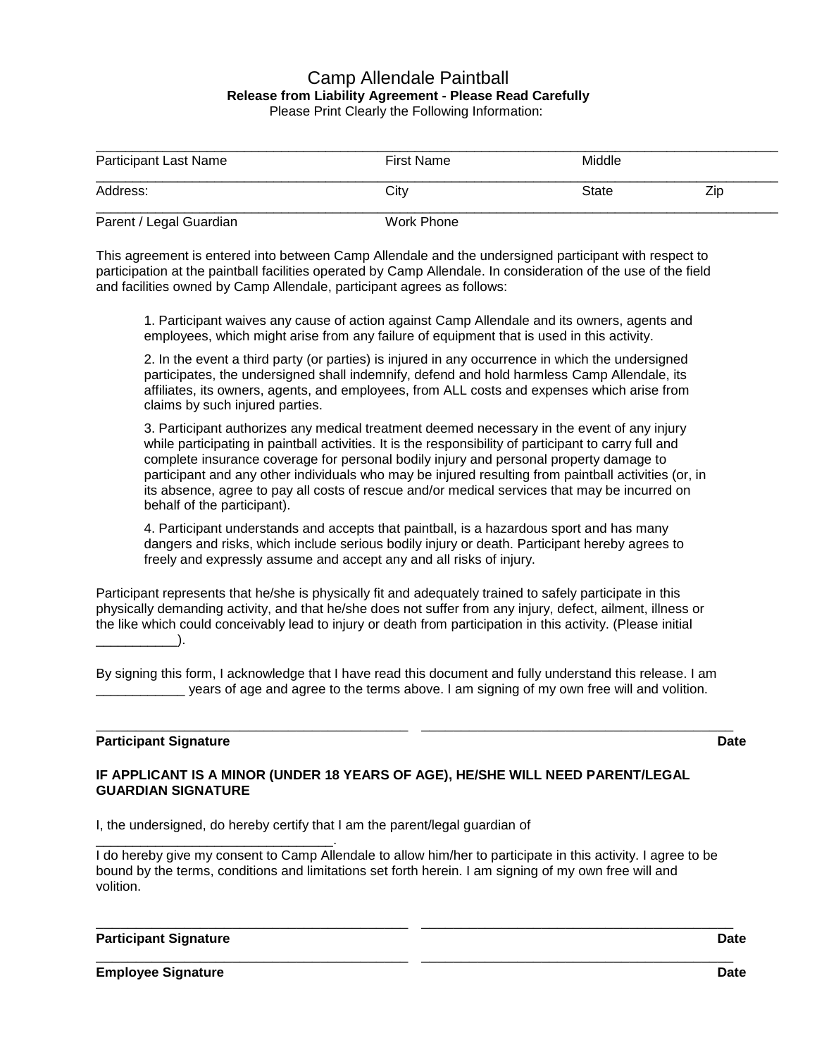# Camp Allendale Paintball

**Release from Liability Agreement - Please Read Carefully**

Please Print Clearly the Following Information:

______________________________________________________________________________

Participant Last Name | First Name | Middle

______________________________________________________________________________

Address: | City | State | Zip

______________________________________________________________________________

Parent / Legal Guardian | Work Phone

This agreement is entered into between Camp Allendale and the undersigned participant with respect to participation at the paintball facilities operated by Camp Allendale. In consideration of the use of the field and facilities owned by Camp Allendale, participant agrees as follows:

1. Participant waives any cause of action against Camp Allendale and its owners, agents and employees, which might arise from any failure of equipment that is used in this activity.

2. In the event a third party (or parties) is injured in any occurrence in which the undersigned participates, the undersigned shall indemnify, defend and hold harmless Camp Allendale, its affiliates, its owners, agents, and employees, from ALL costs and expenses which arise from claims by such injured parties.

3. Participant authorizes any medical treatment deemed necessary in the event of any injury while participating in paintball activities. It is the responsibility of participant to carry full and complete insurance coverage for personal bodily injury and personal property damage to participant and any other individuals who may be injured resulting from paintball activities (or, in its absence, agree to pay all costs of rescue and/or medical services that may be incurred on behalf of the participant).

4. Participant understands and accepts that paintball, is a hazardous sport and has many dangers and risks, which include serious bodily injury or death. Participant hereby agrees to freely and expressly assume and accept any and all risks of injury.

Participant represents that he/she is physically fit and adequately trained to safely participate in this physically demanding activity, and that he/she does not suffer from any injury, defect, ailment, illness or the like which could conceivably lead to injury or death from participation in this activity. (Please initial ___________).

By signing this form, I acknowledge that I have read this document and fully understand this release. I am ____________ years of age and agree to the terms above. I am signing of my own free will and volition.

_____________________________________________ _____________________________________________

**Participant Signature** **Date**

**IF APPLICANT IS A MINOR (UNDER 18 YEARS OF AGE), HE/SHE WILL NEED PARENT/LEGAL GUARDIAN SIGNATURE**

I, the undersigned, do hereby certify that I am the parent/legal guardian of _________________________________.

I do hereby give my consent to Camp Allendale to allow him/her to participate in this activity. I agree to be bound by the terms, conditions and limitations set forth herein. I am signing of my own free will and volition.

_____________________________________________ _____________________________________________

**Participant Signature** **Date**

_____________________________________________ _____________________________________________

**Employee Signature** **Date**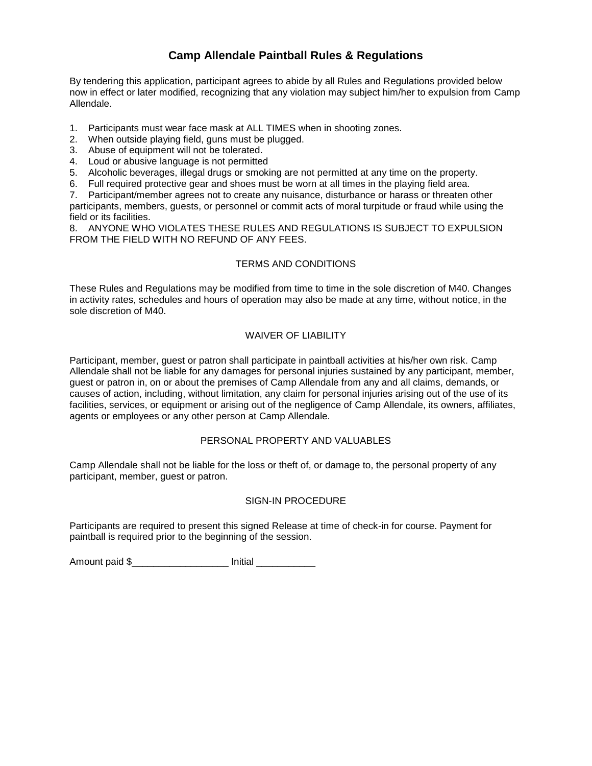# Camp Allendale Paintball Rules & Regulations

By tendering this application, participant agrees to abide by all Rules and Regulations provided below now in effect or later modified, recognizing that any violation may subject him/her to expulsion from Camp Allendale.

1. Participants must wear face mask at ALL TIMES when in shooting zones.
2. When outside playing field, guns must be plugged.
3. Abuse of equipment will not be tolerated.
4. Loud or abusive language is not permitted
5. Alcoholic beverages, illegal drugs or smoking are not permitted at any time on the property.
6. Full required protective gear and shoes must be worn at all times in the playing field area.
7. Participant/member agrees not to create any nuisance, disturbance or harass or threaten other participants, members, guests, or personnel or commit acts of moral turpitude or fraud while using the field or its facilities.
8. ANYONE WHO VIOLATES THESE RULES AND REGULATIONS IS SUBJECT TO EXPULSION FROM THE FIELD WITH NO REFUND OF ANY FEES.

## TERMS AND CONDITIONS

These Rules and Regulations may be modified from time to time in the sole discretion of M40. Changes in activity rates, schedules and hours of operation may also be made at any time, without notice, in the sole discretion of M40.

## WAIVER OF LIABILITY

Participant, member, guest or patron shall participate in paintball activities at his/her own risk. Camp Allendale shall not be liable for any damages for personal injuries sustained by any participant, member, guest or patron in, on or about the premises of Camp Allendale from any and all claims, demands, or causes of action, including, without limitation, any claim for personal injuries arising out of the use of its facilities, services, or equipment or arising out of the negligence of Camp Allendale, its owners, affiliates, agents or employees or any other person at Camp Allendale.

## PERSONAL PROPERTY AND VALUABLES

Camp Allendale shall not be liable for the loss or theft of, or damage to, the personal property of any participant, member, guest or patron.

## SIGN-IN PROCEDURE

Participants are required to present this signed Release at time of check-in for course. Payment for paintball is required prior to the beginning of the session.

Amount paid $__________________ Initial ___________